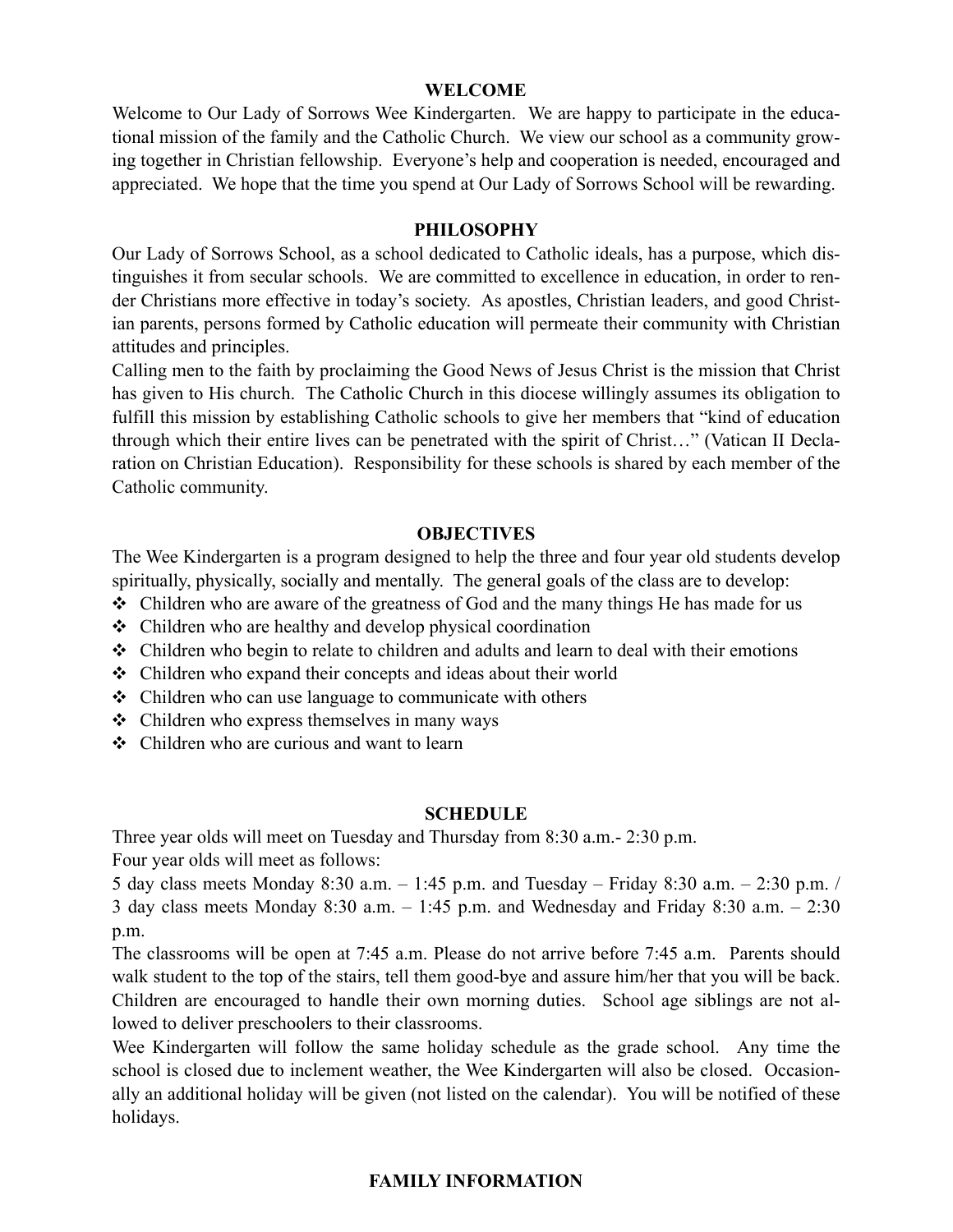## WELCOME

Welcome to Our Lady of Sorrows Wee Kindergarten. We are happy to participate in the educational mission of the family and the Catholic Church. We view our school as a community growing together in Christian fellowship. Everyone's help and cooperation is needed, encouraged and appreciated. We hope that the time you spend at Our Lady of Sorrows School will be rewarding.

## PHILOSOPHY

Our Lady of Sorrows School, as a school dedicated to Catholic ideals, has a purpose, which distinguishes it from secular schools. We are committed to excellence in education, in order to render Christians more effective in today's society. As apostles, Christian leaders, and good Christian parents, persons formed by Catholic education will permeate their community with Christian attitudes and principles.

Calling men to the faith by proclaiming the Good News of Jesus Christ is the mission that Christ has given to His church. The Catholic Church in this diocese willingly assumes its obligation to fulfill this mission by establishing Catholic schools to give her members that "kind of education through which their entire lives can be penetrated with the spirit of Christ…" (Vatican II Declaration on Christian Education). Responsibility for these schools is shared by each member of the Catholic community.

## OBJECTIVES

The Wee Kindergarten is a program designed to help the three and four year old students develop spiritually, physically, socially and mentally. The general goals of the class are to develop:

- Children who are aware of the greatness of God and the many things He has made for us
- Children who are healthy and develop physical coordination
- Children who begin to relate to children and adults and learn to deal with their emotions
- Children who expand their concepts and ideas about their world
- Children who can use language to communicate with others
- Children who express themselves in many ways
- Children who are curious and want to learn

## SCHEDULE

Three year olds will meet on Tuesday and Thursday from 8:30 a.m.- 2:30 p.m.

Four year olds will meet as follows:

5 day class meets Monday 8:30 a.m. – 1:45 p.m. and Tuesday – Friday 8:30 a.m. – 2:30 p.m. / 3 day class meets Monday 8:30 a.m. – 1:45 p.m. and Wednesday and Friday 8:30 a.m. – 2:30 p.m.

The classrooms will be open at 7:45 a.m. Please do not arrive before 7:45 a.m. Parents should walk student to the top of the stairs, tell them good-bye and assure him/her that you will be back. Children are encouraged to handle their own morning duties. School age siblings are not allowed to deliver preschoolers to their classrooms.

Wee Kindergarten will follow the same holiday schedule as the grade school. Any time the school is closed due to inclement weather, the Wee Kindergarten will also be closed. Occasionally an additional holiday will be given (not listed on the calendar). You will be notified of these holidays.

## FAMILY INFORMATION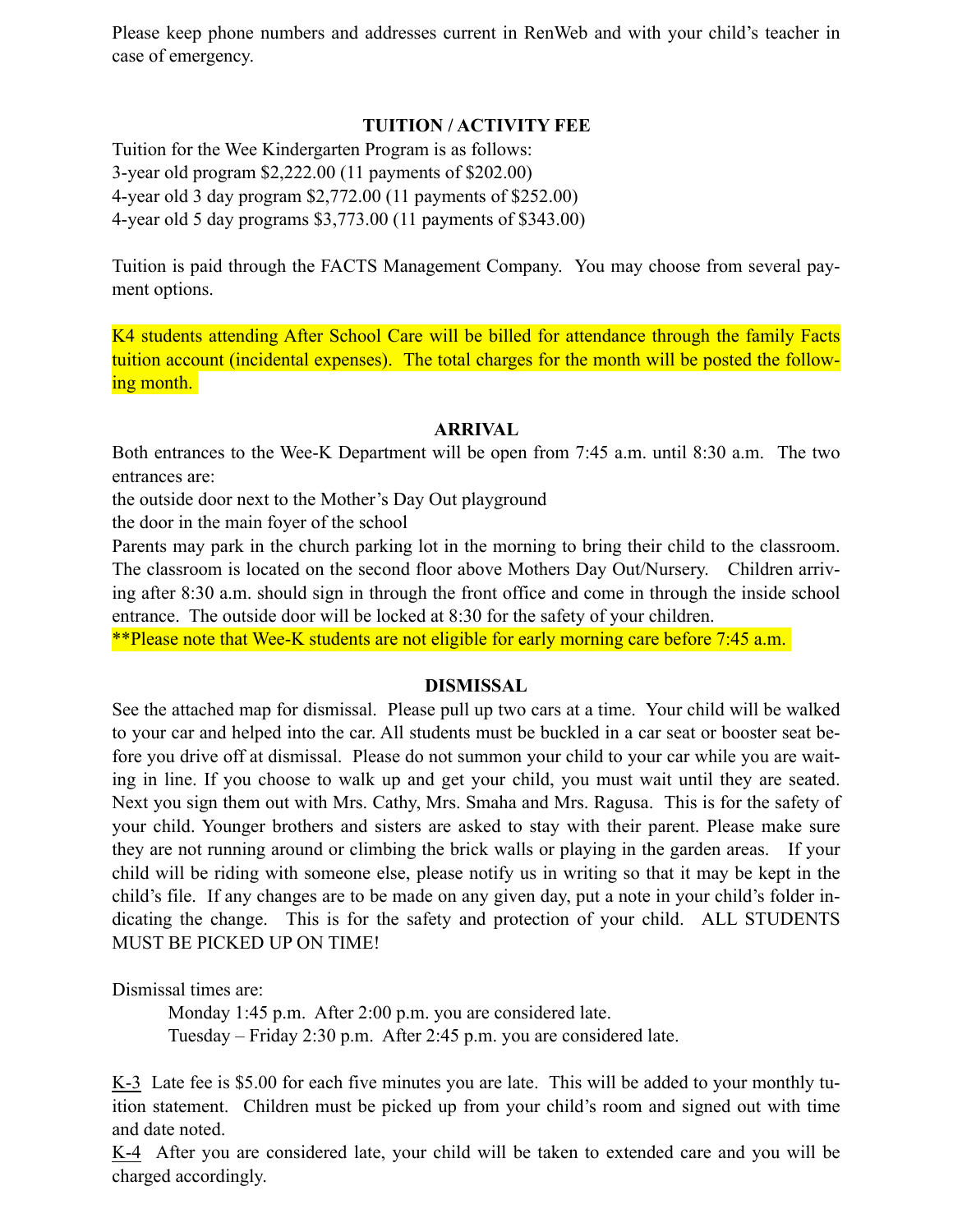Please keep phone numbers and addresses current in RenWeb and with your child's teacher in case of emergency.

## TUITION / ACTIVITY FEE

Tuition for the Wee Kindergarten Program is as follows:
3-year old program $2,222.00 (11 payments of $202.00)
4-year old 3 day program $2,772.00 (11 payments of $252.00)
4-year old 5 day programs $3,773.00 (11 payments of $343.00)

Tuition is paid through the FACTS Management Company. You may choose from several payment options.

K4 students attending After School Care will be billed for attendance through the family Facts tuition account (incidental expenses). The total charges for the month will be posted the following month.

## ARRIVAL

Both entrances to the Wee-K Department will be open from 7:45 a.m. until 8:30 a.m. The two entrances are:
the outside door next to the Mother's Day Out playground
the door in the main foyer of the school
Parents may park in the church parking lot in the morning to bring their child to the classroom. The classroom is located on the second floor above Mothers Day Out/Nursery. Children arriving after 8:30 a.m. should sign in through the front office and come in through the inside school entrance. The outside door will be locked at 8:30 for the safety of your children.
**Please note that Wee-K students are not eligible for early morning care before 7:45 a.m.

## DISMISSAL

See the attached map for dismissal. Please pull up two cars at a time. Your child will be walked to your car and helped into the car. All students must be buckled in a car seat or booster seat before you drive off at dismissal. Please do not summon your child to your car while you are waiting in line. If you choose to walk up and get your child, you must wait until they are seated. Next you sign them out with Mrs. Cathy, Mrs. Smaha and Mrs. Ragusa. This is for the safety of your child. Younger brothers and sisters are asked to stay with their parent. Please make sure they are not running around or climbing the brick walls or playing in the garden areas. If your child will be riding with someone else, please notify us in writing so that it may be kept in the child's file. If any changes are to be made on any given day, put a note in your child's folder indicating the change. This is for the safety and protection of your child. ALL STUDENTS MUST BE PICKED UP ON TIME!

Dismissal times are:

Monday 1:45 p.m. After 2:00 p.m. you are considered late.
Tuesday – Friday 2:30 p.m. After 2:45 p.m. you are considered late.

K-3 Late fee is $5.00 for each five minutes you are late. This will be added to your monthly tuition statement. Children must be picked up from your child's room and signed out with time and date noted.
K-4 After you are considered late, your child will be taken to extended care and you will be charged accordingly.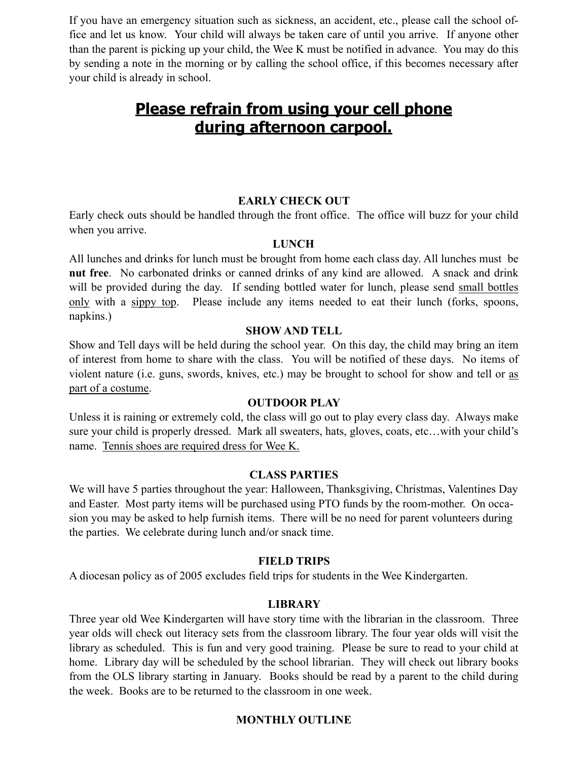If you have an emergency situation such as sickness, an accident, etc., please call the school office and let us know. Your child will always be taken care of until you arrive. If anyone other than the parent is picking up your child, the Wee K must be notified in advance. You may do this by sending a note in the morning or by calling the school office, if this becomes necessary after your child is already in school.

## <u>**Please refrain from using your cell phone during afternoon carpool.**</u>

### EARLY CHECK OUT

Early check outs should be handled through the front office. The office will buzz for your child when you arrive.

### LUNCH

All lunches and drinks for lunch must be brought from home each class day. All lunches must be **nut free**. No carbonated drinks or canned drinks of any kind are allowed. A snack and drink will be provided during the day. If sending bottled water for lunch, please send <u>small bottles only</u> with a <u>sippy top</u>. Please include any items needed to eat their lunch (forks, spoons, napkins.)

### SHOW AND TELL

Show and Tell days will be held during the school year. On this day, the child may bring an item of interest from home to share with the class. You will be notified of these days. No items of violent nature (i.e. guns, swords, knives, etc.) may be brought to school for show and tell or <u>as part of a costume</u>.

### OUTDOOR PLAY

Unless it is raining or extremely cold, the class will go out to play every class day. Always make sure your child is properly dressed. Mark all sweaters, hats, gloves, coats, etc…with your child's name. <u>Tennis shoes are required dress for Wee K.</u>

### CLASS PARTIES

We will have 5 parties throughout the year: Halloween, Thanksgiving, Christmas, Valentines Day and Easter. Most party items will be purchased using PTO funds by the room-mother. On occasion you may be asked to help furnish items. There will be no need for parent volunteers during the parties. We celebrate during lunch and/or snack time.

### FIELD TRIPS

A diocesan policy as of 2005 excludes field trips for students in the Wee Kindergarten.

### LIBRARY

Three year old Wee Kindergarten will have story time with the librarian in the classroom. Three year olds will check out literacy sets from the classroom library. The four year olds will visit the library as scheduled. This is fun and very good training. Please be sure to read to your child at home. Library day will be scheduled by the school librarian. They will check out library books from the OLS library starting in January. Books should be read by a parent to the child during the week. Books are to be returned to the classroom in one week.

### MONTHLY OUTLINE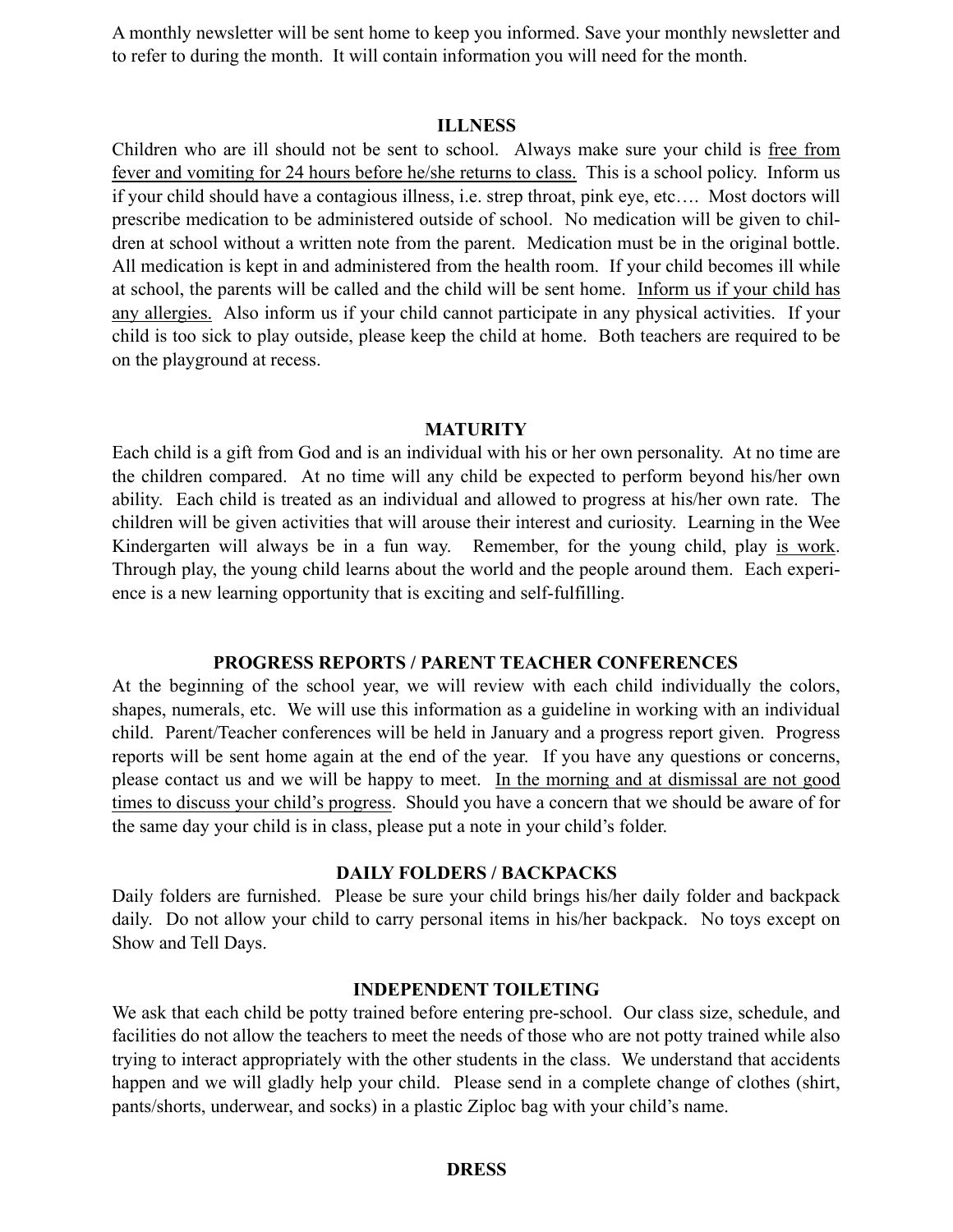A monthly newsletter will be sent home to keep you informed. Save your monthly newsletter and to refer to during the month. It will contain information you will need for the month.

## ILLNESS

Children who are ill should not be sent to school. Always make sure your child is <u>free from fever and vomiting for 24 hours before he/she returns to class.</u> This is a school policy. Inform us if your child should have a contagious illness, i.e. strep throat, pink eye, etc…. Most doctors will prescribe medication to be administered outside of school. No medication will be given to children at school without a written note from the parent. Medication must be in the original bottle. All medication is kept in and administered from the health room. If your child becomes ill while at school, the parents will be called and the child will be sent home. <u>Inform us if your child has any allergies.</u> Also inform us if your child cannot participate in any physical activities. If your child is too sick to play outside, please keep the child at home. Both teachers are required to be on the playground at recess.

## MATURITY

Each child is a gift from God and is an individual with his or her own personality. At no time are the children compared. At no time will any child be expected to perform beyond his/her own ability. Each child is treated as an individual and allowed to progress at his/her own rate. The children will be given activities that will arouse their interest and curiosity. Learning in the Wee Kindergarten will always be in a fun way. Remember, for the young child, play <u>is work</u>. Through play, the young child learns about the world and the people around them. Each experience is a new learning opportunity that is exciting and self-fulfilling.

## PROGRESS REPORTS / PARENT TEACHER CONFERENCES

At the beginning of the school year, we will review with each child individually the colors, shapes, numerals, etc. We will use this information as a guideline in working with an individual child. Parent/Teacher conferences will be held in January and a progress report given. Progress reports will be sent home again at the end of the year. If you have any questions or concerns, please contact us and we will be happy to meet. <u>In the morning and at dismissal are not good times to discuss your child's progress</u>. Should you have a concern that we should be aware of for the same day your child is in class, please put a note in your child's folder.

## DAILY FOLDERS / BACKPACKS

Daily folders are furnished. Please be sure your child brings his/her daily folder and backpack daily. Do not allow your child to carry personal items in his/her backpack. No toys except on Show and Tell Days.

## INDEPENDENT TOILETING

We ask that each child be potty trained before entering pre-school. Our class size, schedule, and facilities do not allow the teachers to meet the needs of those who are not potty trained while also trying to interact appropriately with the other students in the class. We understand that accidents happen and we will gladly help your child. Please send in a complete change of clothes (shirt, pants/shorts, underwear, and socks) in a plastic Ziploc bag with your child's name.

## DRESS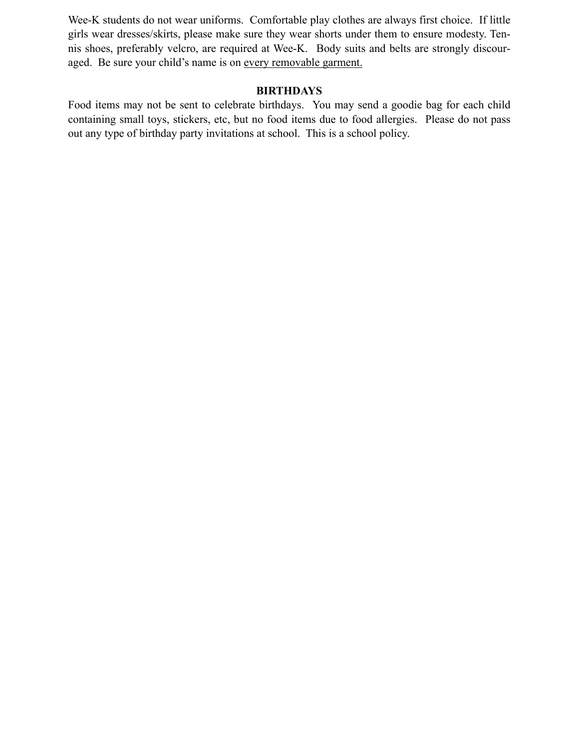Wee-K students do not wear uniforms. Comfortable play clothes are always first choice. If little girls wear dresses/skirts, please make sure they wear shorts under them to ensure modesty. Tennis shoes, preferably velcro, are required at Wee-K. Body suits and belts are strongly discouraged. Be sure your child's name is on <u>every removable garment.</u>

## BIRTHDAYS

Food items may not be sent to celebrate birthdays. You may send a goodie bag for each child containing small toys, stickers, etc, but no food items due to food allergies. Please do not pass out any type of birthday party invitations at school. This is a school policy.